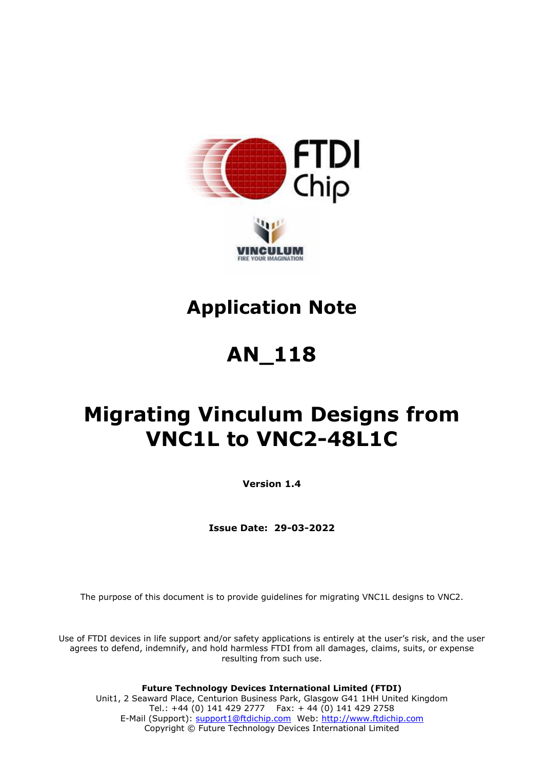# Application Note

# AN_118

# Migrating Vinculum Designs from VNC1L to VNC2-48L1C

**Version 1.4**

**Issue Date: 29-03-2022**

The purpose of this document is to provide guidelines for migrating VNC1L designs to VNC2.

Use of FTDI devices in life support and/or safety applications is entirely at the user's risk, and the user agrees to defend, indemnify, and hold harmless FTDI from all damages, claims, suits, or expense resulting from such use.

**Future Technology Devices International Limited (FTDI)**
Unit1, 2 Seaward Place, Centurion Business Park, Glasgow G41 1HH United Kingdom
Tel.: +44 (0) 141 429 2777 Fax: + 44 (0) 141 429 2758
E-Mail (Support): support1@ftdichip.com Web: http://www.ftdichip.com
Copyright © Future Technology Devices International Limited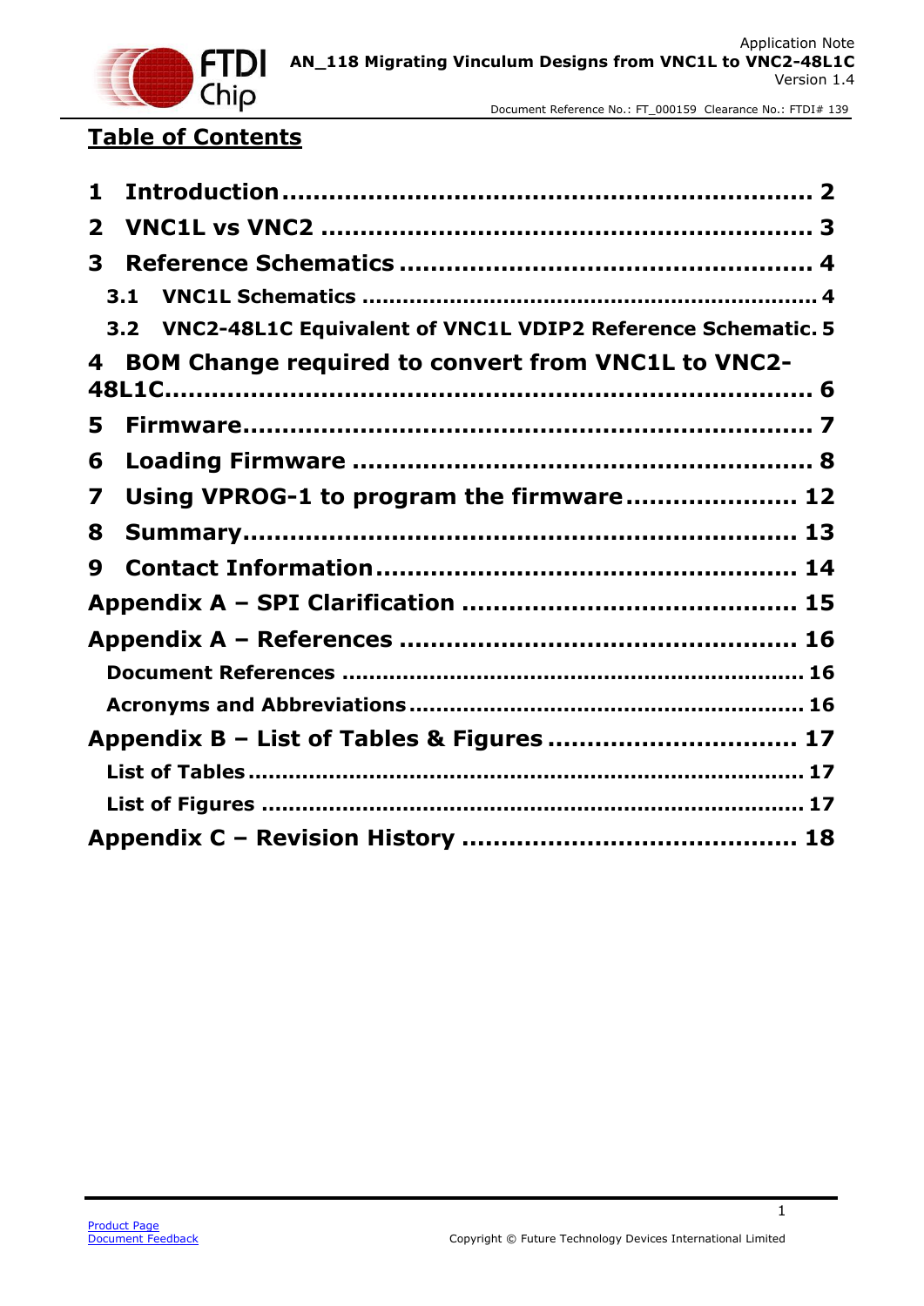# Table of Contents

**1 Introduction** .................................................................... **2**

**2 VNC1L vs VNC2** .................................................................. **3**

**3 Reference Schematics** ........................................................ **4**

**3.1 VNC1L Schematics** ............................................................... **4**

**3.2 VNC2-48L1C Equivalent of VNC1L VDIP2 Reference Schematic.** **5**

**4 BOM Change required to convert from VNC1L to VNC2-48L1C** ............................................................................ **6**

**5 Firmware** ............................................................................. **7**

**6 Loading Firmware** ................................................................ **8**

**7 Using VPROG-1 to program the firmware** ......................... **12**

**8 Summary** ............................................................................. **13**

**9 Contact Information** ............................................................ **14**

**Appendix A – SPI Clarification** .............................................. **15**

**Appendix A – References** ....................................................... **16**

**Document References** ................................................................ **16**

**Acronyms and Abbreviations** ..................................................... **16**

**Appendix B – List of Tables & Figures** .................................. **17**

**List of Tables** ............................................................................ **17**

**List of Figures** ........................................................................... **17**

**Appendix C – Revision History** ............................................. **18**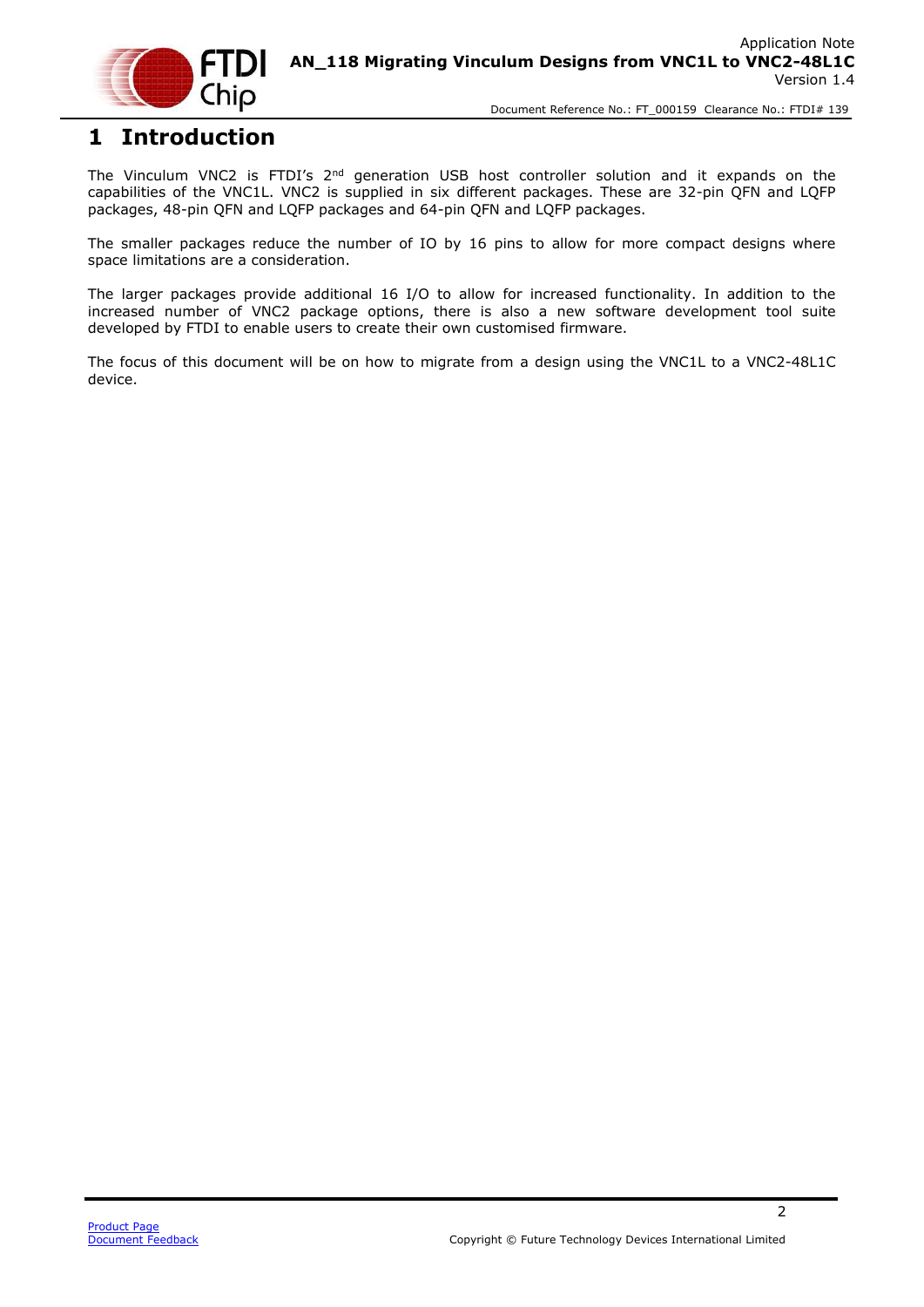# 1 Introduction

The Vinculum VNC2 is FTDI's 2nd generation USB host controller solution and it expands on the capabilities of the VNC1L. VNC2 is supplied in six different packages. These are 32-pin QFN and LQFP packages, 48-pin QFN and LQFP packages and 64-pin QFN and LQFP packages.

The smaller packages reduce the number of IO by 16 pins to allow for more compact designs where space limitations are a consideration.

The larger packages provide additional 16 I/O to allow for increased functionality. In addition to the increased number of VNC2 package options, there is also a new software development tool suite developed by FTDI to enable users to create their own customised firmware.

The focus of this document will be on how to migrate from a design using the VNC1L to a VNC2-48L1C device.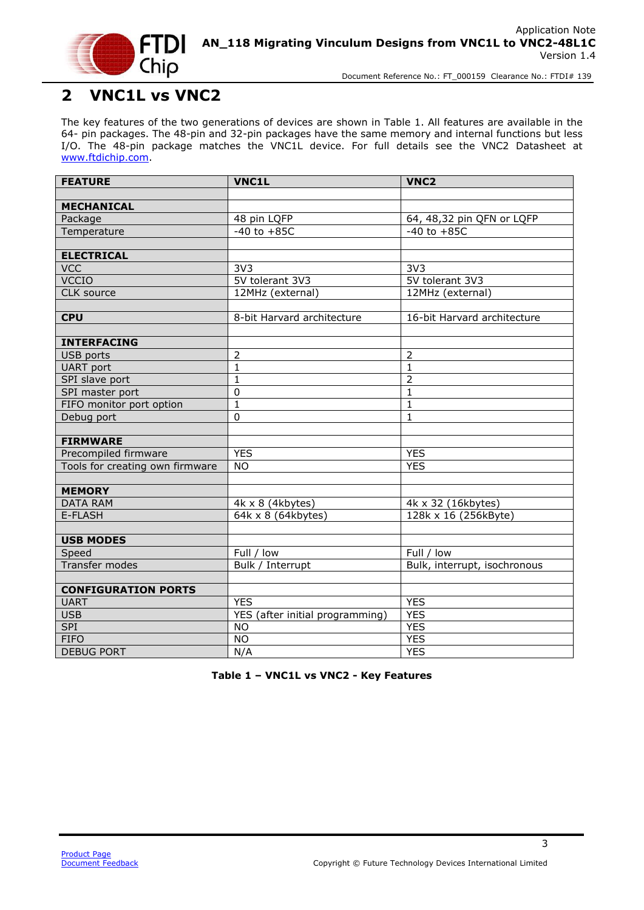# 2 VNC1L vs VNC2

The key features of the two generations of devices are shown in Table 1. All features are available in the 64- pin packages. The 48-pin and 32-pin packages have the same memory and internal functions but less I/O. The 48-pin package matches the VNC1L device. For full details see the VNC2 Datasheet at www.ftdichip.com.

| FEATURE | VNC1L | VNC2 |
|---|---|---|
| | | |
| **MECHANICAL** | | |
| Package | 48 pin LQFP | 64, 48,32 pin QFN or LQFP |
| Temperature | -40 to +85C | -40 to +85C |
| | | |
| **ELECTRICAL** | | |
| VCC | 3V3 | 3V3 |
| VCCIO | 5V tolerant 3V3 | 5V tolerant 3V3 |
| CLK source | 12MHz (external) | 12MHz (external) |
| | | |
| **CPU** | 8-bit Harvard architecture | 16-bit Harvard architecture |
| | | |
| **INTERFACING** | | |
| USB ports | 2 | 2 |
| UART port | 1 | 1 |
| SPI slave port | 1 | 2 |
| SPI master port | 0 | 1 |
| FIFO monitor port option | 1 | 1 |
| Debug port | 0 | 1 |
| | | |
| **FIRMWARE** | | |
| Precompiled firmware | YES | YES |
| Tools for creating own firmware | NO | YES |
| | | |
| **MEMORY** | | |
| DATA RAM | 4k x 8 (4kbytes) | 4k x 32 (16kbytes) |
| E-FLASH | 64k x 8 (64kbytes) | 128k x 16 (256kByte) |
| | | |
| **USB MODES** | | |
| Speed | Full / low | Full / low |
| Transfer modes | Bulk / Interrupt | Bulk, interrupt, isochronous |
| | | |
| **CONFIGURATION PORTS** | | |
| UART | YES | YES |
| USB | YES (after initial programming) | YES |
| SPI | NO | YES |
| FIFO | NO | YES |
| DEBUG PORT | N/A | YES |

**Table 1 – VNC1L vs VNC2 - Key Features**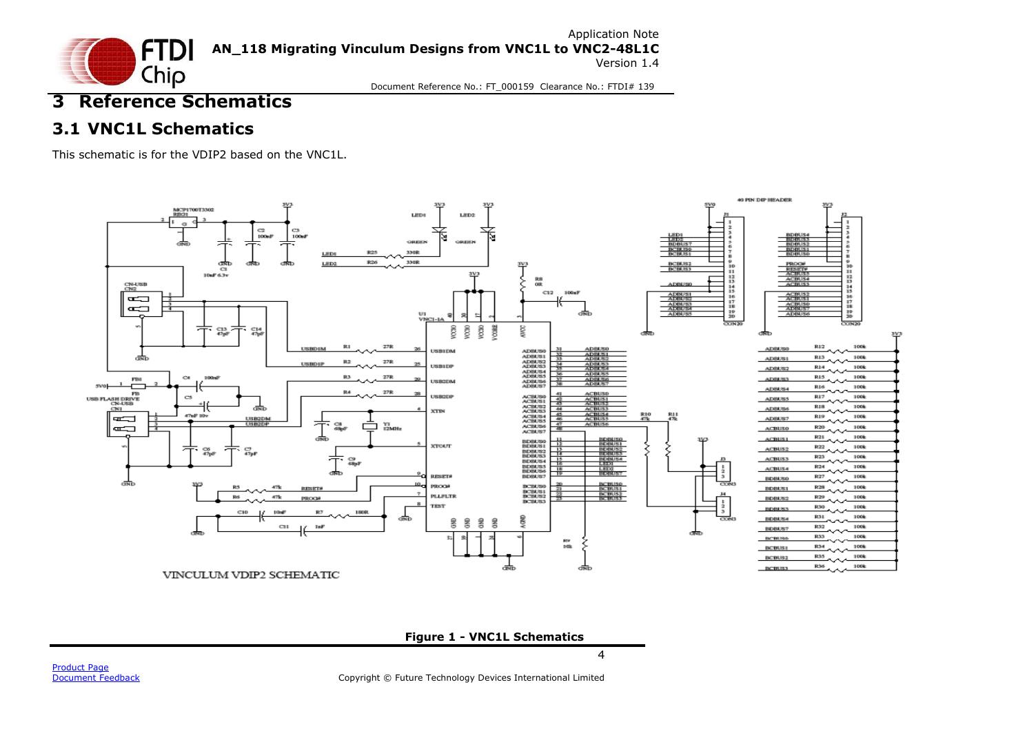# 3 Reference Schematics

## 3.1 VNC1L Schematics

This schematic is for the VDIP2 based on the VNC1L.

**Figure 1 - VNC1L Schematics**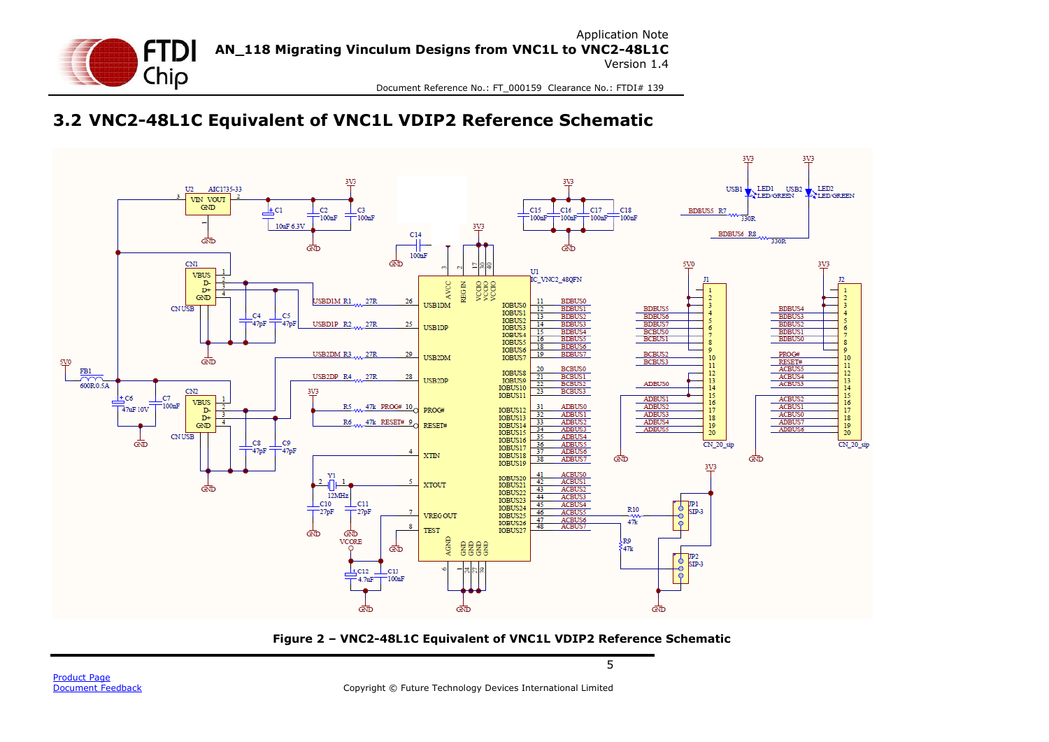## 3.2 VNC2-48L1C Equivalent of VNC1L VDIP2 Reference Schematic

**Figure 2 – VNC2-48L1C Equivalent of VNC1L VDIP2 Reference Schematic**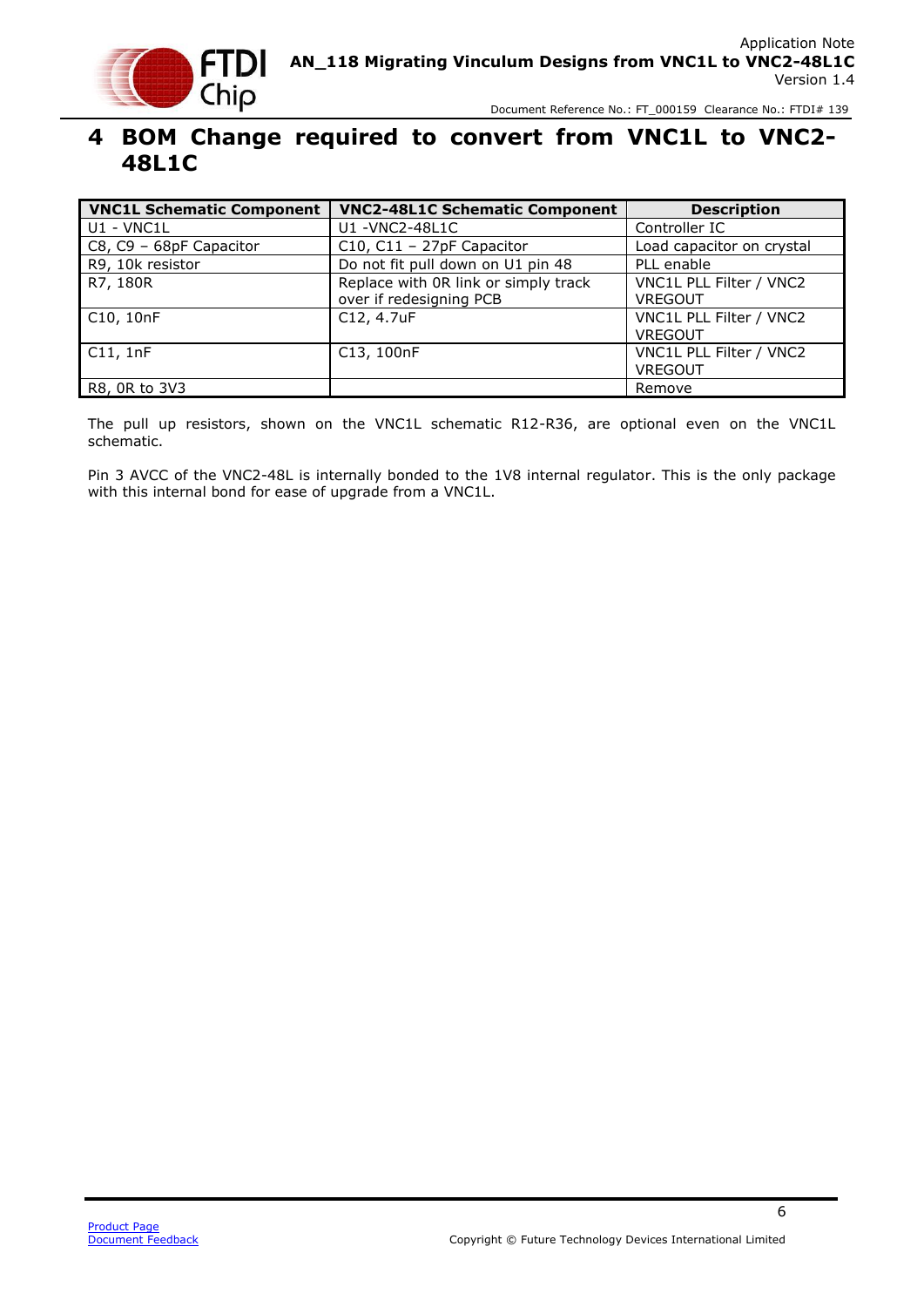# 4 BOM Change required to convert from VNC1L to VNC2-48L1C

| VNC1L Schematic Component | VNC2-48L1C Schematic Component | Description |
|---|---|---|
| U1 - VNC1L | U1 -VNC2-48L1C | Controller IC |
| C8, C9 – 68pF Capacitor | C10, C11 – 27pF Capacitor | Load capacitor on crystal |
| R9, 10k resistor | Do not fit pull down on U1 pin 48 | PLL enable |
| R7, 180R | Replace with 0R link or simply track over if redesigning PCB | VNC1L PLL Filter / VNC2 VREGOUT |
| C10, 10nF | C12, 4.7uF | VNC1L PLL Filter / VNC2 VREGOUT |
| C11, 1nF | C13, 100nF | VNC1L PLL Filter / VNC2 VREGOUT |
| R8, 0R to 3V3 | | Remove |

The pull up resistors, shown on the VNC1L schematic R12-R36, are optional even on the VNC1L schematic.

Pin 3 AVCC of the VNC2-48L is internally bonded to the 1V8 internal regulator. This is the only package with this internal bond for ease of upgrade from a VNC1L.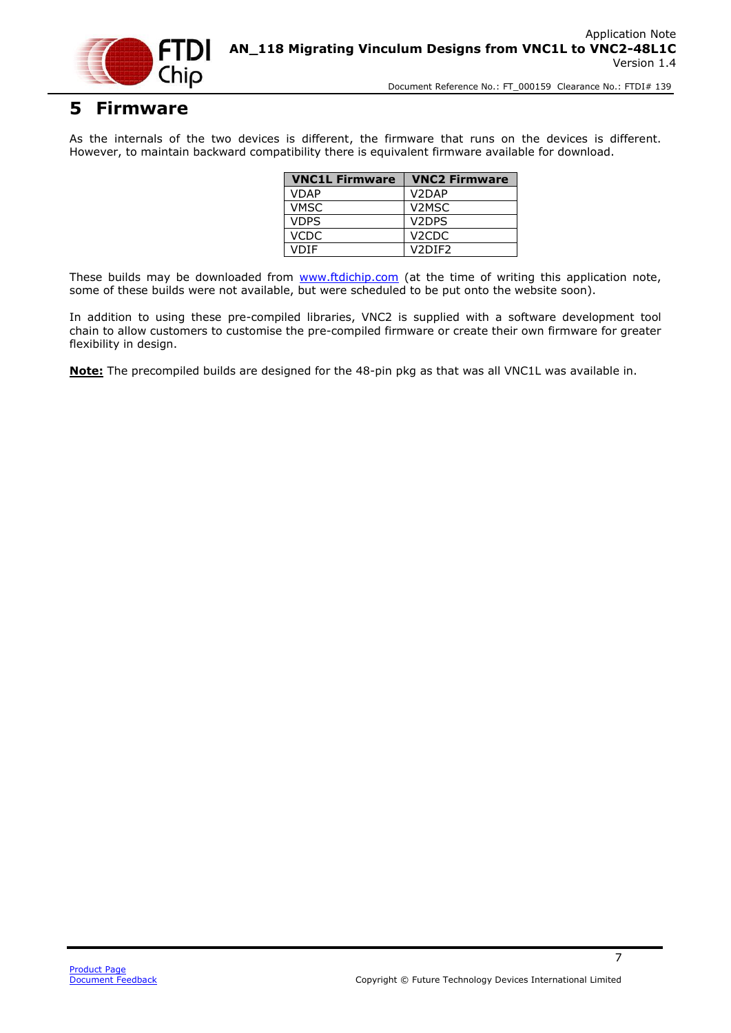# 5 Firmware

As the internals of the two devices is different, the firmware that runs on the devices is different. However, to maintain backward compatibility there is equivalent firmware available for download.

| VNC1L Firmware | VNC2 Firmware |
|---|---|
| VDAP | V2DAP |
| VMSC | V2MSC |
| VDPS | V2DPS |
| VCDC | V2CDC |
| VDIF | V2DIF2 |

These builds may be downloaded from www.ftdichip.com (at the time of writing this application note, some of these builds were not available, but were scheduled to be put onto the website soon).

In addition to using these pre-compiled libraries, VNC2 is supplied with a software development tool chain to allow customers to customise the pre-compiled firmware or create their own firmware for greater flexibility in design.

**Note:** The precompiled builds are designed for the 48-pin pkg as that was all VNC1L was available in.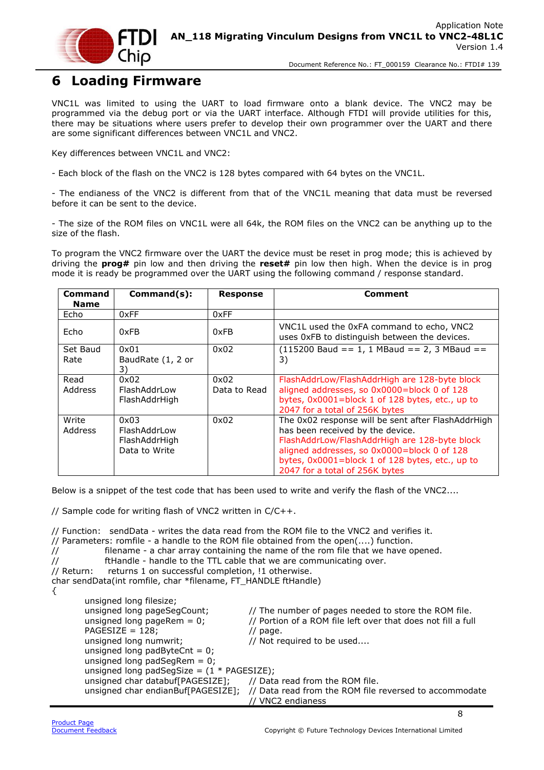# 6 Loading Firmware

VNC1L was limited to using the UART to load firmware onto a blank device. The VNC2 may be programmed via the debug port or via the UART interface. Although FTDI will provide utilities for this, there may be situations where users prefer to develop their own programmer over the UART and there are some significant differences between VNC1L and VNC2.

Key differences between VNC1L and VNC2:

- Each block of the flash on the VNC2 is 128 bytes compared with 64 bytes on the VNC1L.

- The endianess of the VNC2 is different from that of the VNC1L meaning that data must be reversed before it can be sent to the device.

- The size of the ROM files on VNC1L were all 64k, the ROM files on the VNC2 can be anything up to the size of the flash.

To program the VNC2 firmware over the UART the device must be reset in prog mode; this is achieved by driving the **prog#** pin low and then driving the **reset#** pin low then high. When the device is in prog mode it is ready be programmed over the UART using the following command / response standard.

| Command Name | Command(s): | Response | Comment |
|---|---|---|---|
| Echo | 0xFF | 0xFF | |
| Echo | 0xFB | 0xFB | VNC1L used the 0xFA command to echo, VNC2 uses 0xFB to distinguish between the devices. |
| Set Baud Rate | 0x01<br>BaudRate (1, 2 or 3) | 0x02 | (115200 Baud == 1, 1 MBaud == 2, 3 MBaud == 3) |
| Read Address | 0x02<br>FlashAddrLow<br>FlashAddrHigh | 0x02<br>Data to Read | FlashAddrLow/FlashAddrHigh are 128-byte block aligned addresses, so 0x0000=block 0 of 128 bytes, 0x0001=block 1 of 128 bytes, etc., up to 2047 for a total of 256K bytes |
| Write Address | 0x03<br>FlashAddrLow<br>FlashAddrHigh<br>Data to Write | 0x02 | The 0x02 response will be sent after FlashAddrHigh has been received by the device.<br>FlashAddrLow/FlashAddrHigh are 128-byte block aligned addresses, so 0x0000=block 0 of 128 bytes, 0x0001=block 1 of 128 bytes, etc., up to 2047 for a total of 256K bytes |

Below is a snippet of the test code that has been used to write and verify the flash of the VNC2....

```
// Sample code for writing flash of VNC2 written in C/C++.

// Function:   sendData - writes the data read from the ROM file to the VNC2 and verifies it.
// Parameters: romfile - a handle to the ROM file obtained from the open(....) function.
//             filename - a char array containing the name of the rom file that we have opened.
//             ftHandle - handle to the TTL cable that we are communicating over.
// Return:     returns 1 on successful completion, !1 otherwise.
char sendData(int romfile, char *filename, FT_HANDLE ftHandle)
{
        unsigned long filesize;
        unsigned long pageSegCount;          // The number of pages needed to store the ROM file.
        unsigned long pageRem = 0;           // Portion of a ROM file left over that does not fill a full
        PAGESIZE = 128;                      // page.
        unsigned long numwrit;               // Not required to be used....
        unsigned long padByteCnt = 0;
        unsigned long padSegRem = 0;
        unsigned long padSegSize = (1 * PAGESIZE);
        unsigned char databuf[PAGESIZE];     // Data read from the ROM file.
        unsigned char endianBuf[PAGESIZE];   // Data read from the ROM file reversed to accommodate
                                             // VNC2 endianess
```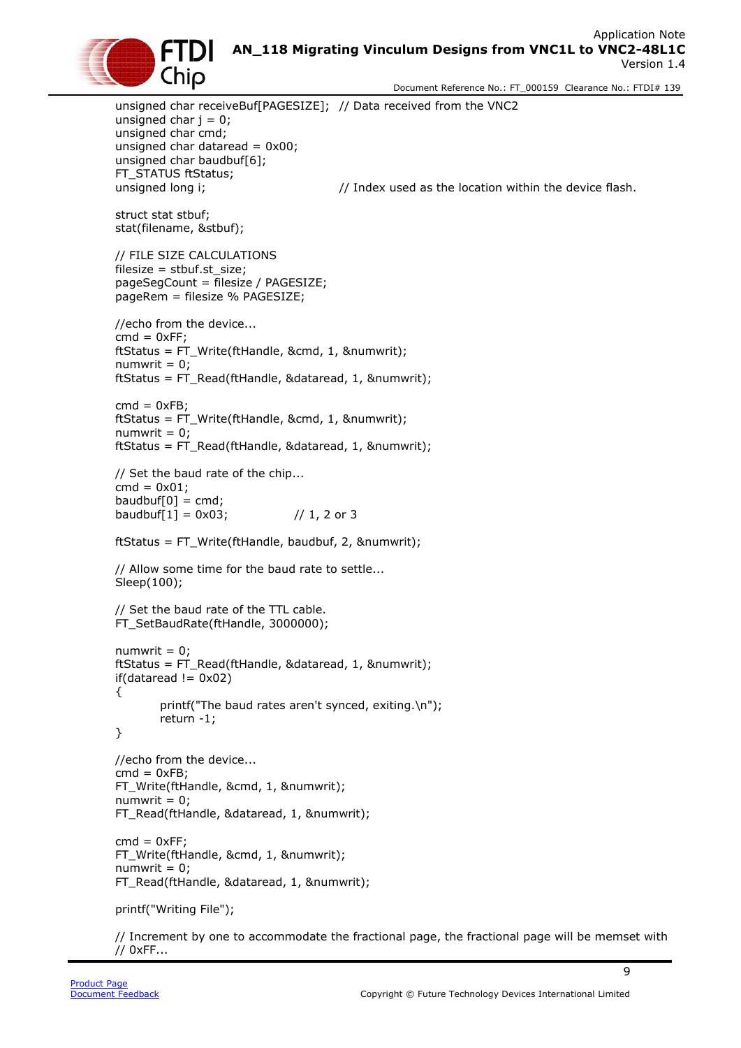```
unsigned char receiveBuf[PAGESIZE];  // Data received from the VNC2
unsigned char j = 0;
unsigned char cmd;
unsigned char dataread = 0x00;
unsigned char baudbuf[6];
FT_STATUS ftStatus;
unsigned long i;                     // Index used as the location within the device flash.

struct stat stbuf;
stat(filename, &stbuf);

// FILE SIZE CALCULATIONS
filesize = stbuf.st_size;
pageSegCount = filesize / PAGESIZE;
pageRem = filesize % PAGESIZE;

//echo from the device...
cmd = 0xFF;
ftStatus = FT_Write(ftHandle, &cmd, 1, &numwrit);
numwrit = 0;
ftStatus = FT_Read(ftHandle, &dataread, 1, &numwrit);

cmd = 0xFB;
ftStatus = FT_Write(ftHandle, &cmd, 1, &numwrit);
numwrit = 0;
ftStatus = FT_Read(ftHandle, &dataread, 1, &numwrit);

// Set the baud rate of the chip...
cmd = 0x01;
baudbuf[0] = cmd;
baudbuf[1] = 0x03;          // 1, 2 or 3

ftStatus = FT_Write(ftHandle, baudbuf, 2, &numwrit);

// Allow some time for the baud rate to settle...
Sleep(100);

// Set the baud rate of the TTL cable.
FT_SetBaudRate(ftHandle, 3000000);

numwrit = 0;
ftStatus = FT_Read(ftHandle, &dataread, 1, &numwrit);
if(dataread != 0x02)
{
        printf("The baud rates aren't synced, exiting.\n");
        return -1;
}

//echo from the device...
cmd = 0xFB;
FT_Write(ftHandle, &cmd, 1, &numwrit);
numwrit = 0;
FT_Read(ftHandle, &dataread, 1, &numwrit);

cmd = 0xFF;
FT_Write(ftHandle, &cmd, 1, &numwrit);
numwrit = 0;
FT_Read(ftHandle, &dataread, 1, &numwrit);

printf("Writing File");

// Increment by one to accommodate the fractional page, the fractional page will be memset with
// 0xFF...
```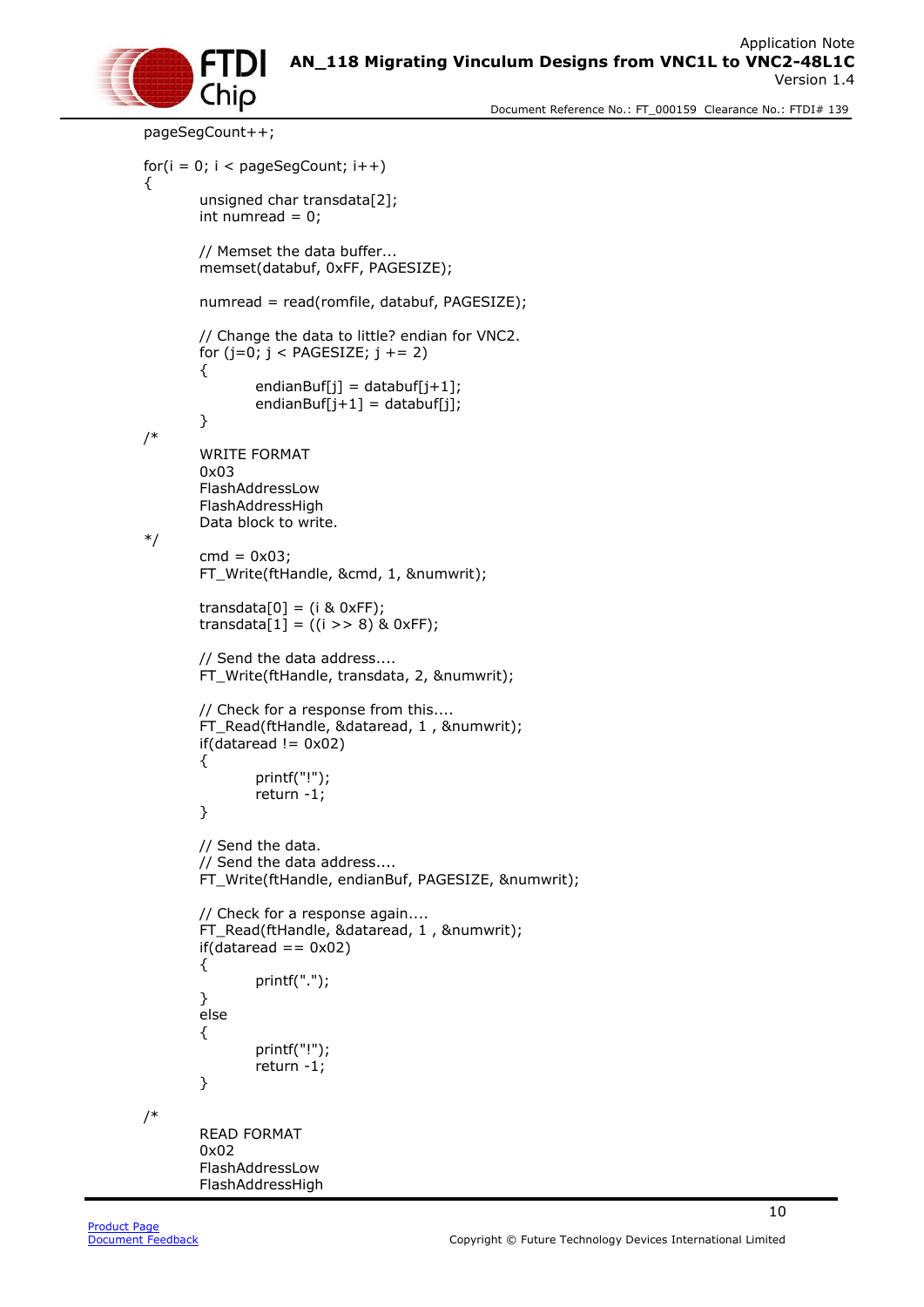```
pageSegCount++;

for(i = 0; i < pageSegCount; i++)
{
        unsigned char transdata[2];
        int numread = 0;

        // Memset the data buffer...
        memset(databuf, 0xFF, PAGESIZE);

        numread = read(romfile, databuf, PAGESIZE);

        // Change the data to little? endian for VNC2.
        for (j=0; j < PAGESIZE; j += 2)
        {
                endianBuf[j] = databuf[j+1];
                endianBuf[j+1] = databuf[j];
        }
/*
        WRITE FORMAT
        0x03
        FlashAddressLow
        FlashAddressHigh
        Data block to write.
*/
        cmd = 0x03;
        FT_Write(ftHandle, &cmd, 1, &numwrit);

        transdata[0] = (i & 0xFF);
        transdata[1] = ((i >> 8) & 0xFF);

        // Send the data address....
        FT_Write(ftHandle, transdata, 2, &numwrit);

        // Check for a response from this....
        FT_Read(ftHandle, &dataread, 1 , &numwrit);
        if(dataread != 0x02)
        {
                printf("!");
                return -1;
        }

        // Send the data.
        // Send the data address....
        FT_Write(ftHandle, endianBuf, PAGESIZE, &numwrit);

        // Check for a response again....
        FT_Read(ftHandle, &dataread, 1 , &numwrit);
        if(dataread == 0x02)
        {
                printf(".");
        }
        else
        {
                printf("!");
                return -1;
        }

/*
        READ FORMAT
        0x02
        FlashAddressLow
        FlashAddressHigh
```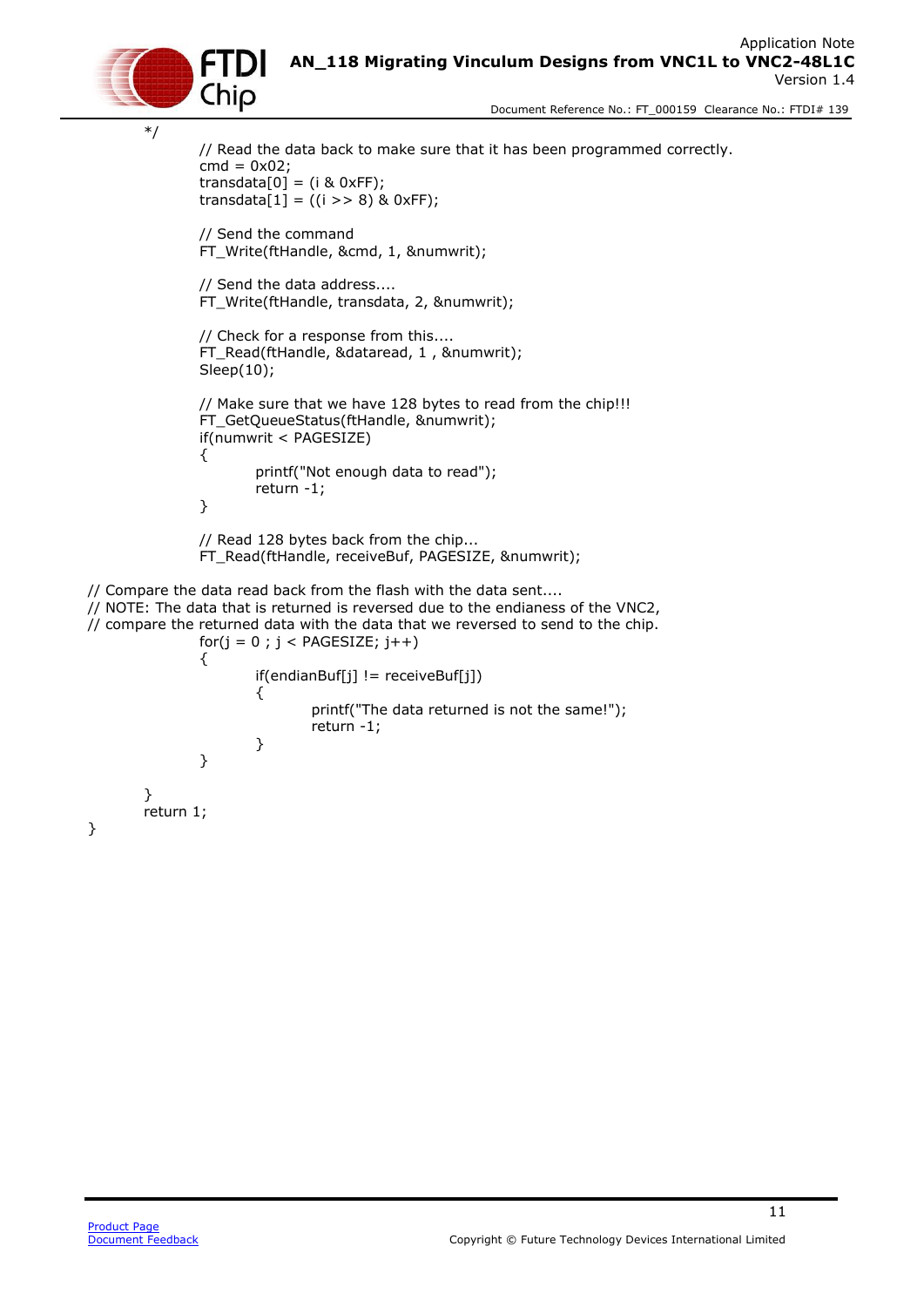```
	*/
		// Read the data back to make sure that it has been programmed correctly.
		cmd = 0x02;
		transdata[0] = (i & 0xFF);
		transdata[1] = ((i >> 8) & 0xFF);

		// Send the command
		FT_Write(ftHandle, &cmd, 1, &numwrit);

		// Send the data address....
		FT_Write(ftHandle, transdata, 2, &numwrit);

		// Check for a response from this....
		FT_Read(ftHandle, &dataread, 1 , &numwrit);
		Sleep(10);

		// Make sure that we have 128 bytes to read from the chip!!!
		FT_GetQueueStatus(ftHandle, &numwrit);
		if(numwrit < PAGESIZE)
		{
			printf("Not enough data to read");
			return -1;
		}

		// Read 128 bytes back from the chip...
		FT_Read(ftHandle, receiveBuf, PAGESIZE, &numwrit);

// Compare the data read back from the flash with the data sent....
// NOTE: The data that is returned is reversed due to the endianess of the VNC2,
// compare the returned data with the data that we reversed to send to the chip.
		for(j = 0 ; j < PAGESIZE; j++)
		{
			if(endianBuf[j] != receiveBuf[j])
			{
				printf("The data returned is not the same!");
				return -1;
			}
		}

	}
	return 1;
}
```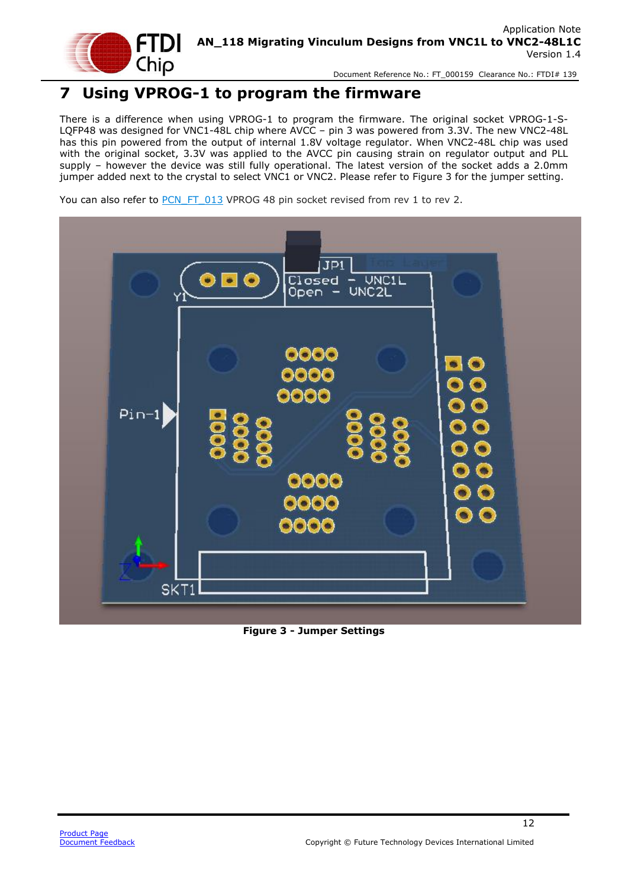# 7 Using VPROG-1 to program the firmware

There is a difference when using VPROG-1 to program the firmware. The original socket VPROG-1-S-LQFP48 was designed for VNC1-48L chip where AVCC – pin 3 was powered from 3.3V. The new VNC2-48L has this pin powered from the output of internal 1.8V voltage regulator. When VNC2-48L chip was used with the original socket, 3.3V was applied to the AVCC pin causing strain on regulator output and PLL supply – however the device was still fully operational. The latest version of the socket adds a 2.0mm jumper added next to the crystal to select VNC1 or VNC2. Please refer to Figure 3 for the jumper setting.

You can also refer to PCN_FT_013 VPROG 48 pin socket revised from rev 1 to rev 2.

**Figure 3 - Jumper Settings**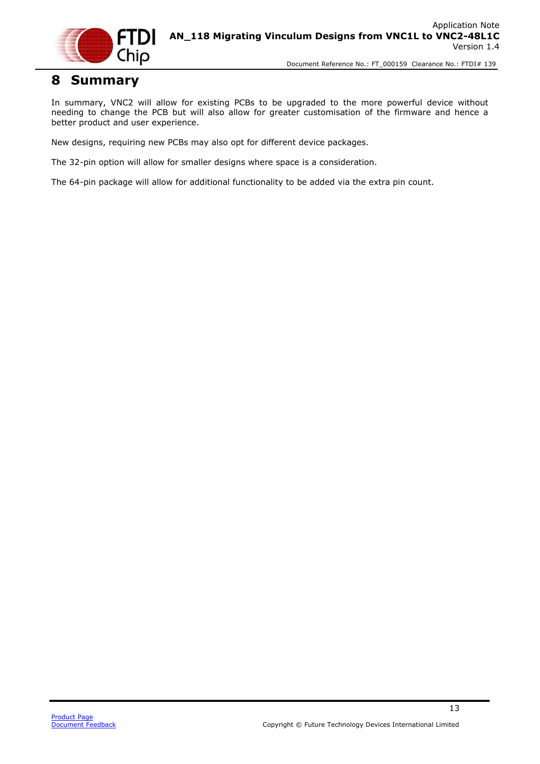# 8 Summary

In summary, VNC2 will allow for existing PCBs to be upgraded to the more powerful device without needing to change the PCB but will also allow for greater customisation of the firmware and hence a better product and user experience.

New designs, requiring new PCBs may also opt for different device packages.

The 32-pin option will allow for smaller designs where space is a consideration.

The 64-pin package will allow for additional functionality to be added via the extra pin count.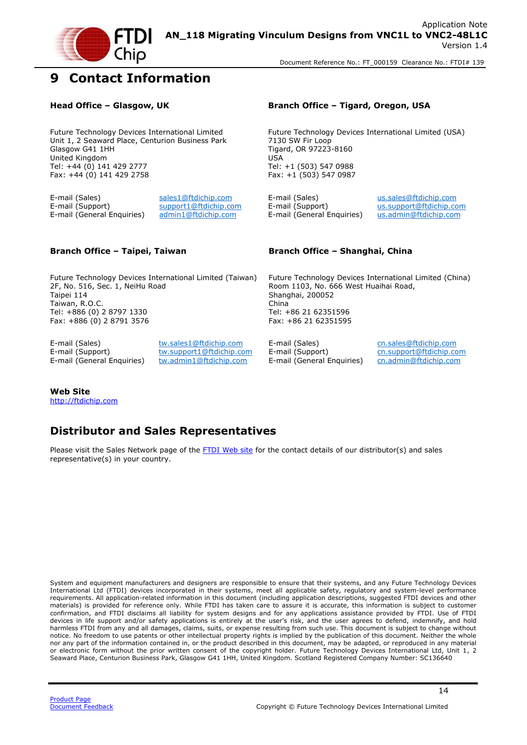# 9 Contact Information

### Head Office – Glasgow, UK

Future Technology Devices International Limited
Unit 1, 2 Seaward Place, Centurion Business Park
Glasgow G41 1HH
United Kingdom
Tel: +44 (0) 141 429 2777
Fax: +44 (0) 141 429 2758

| | |
|---|---|
| E-mail (Sales) | sales1@ftdichip.com |
| E-mail (Support) | support1@ftdichip.com |
| E-mail (General Enquiries) | admin1@ftdichip.com |

### Branch Office – Tigard, Oregon, USA

Future Technology Devices International Limited (USA)
7130 SW Fir Loop
Tigard, OR 97223-8160
USA
Tel: +1 (503) 547 0988
Fax: +1 (503) 547 0987

| | |
|---|---|
| E-mail (Sales) | us.sales@ftdichip.com |
| E-mail (Support) | us.support@ftdichip.com |
| E-mail (General Enquiries) | us.admin@ftdichip.com |

### Branch Office – Taipei, Taiwan

Future Technology Devices International Limited (Taiwan)
2F, No. 516, Sec. 1, NeiHu Road
Taipei 114
Taiwan, R.O.C.
Tel: +886 (0) 2 8797 1330
Fax: +886 (0) 2 8791 3576

| | |
|---|---|
| E-mail (Sales) | tw.sales1@ftdichip.com |
| E-mail (Support) | tw.support1@ftdichip.com |
| E-mail (General Enquiries) | tw.admin1@ftdichip.com |

### Branch Office – Shanghai, China

Future Technology Devices International Limited (China)
Room 1103, No. 666 West Huaihai Road,
Shanghai, 200052
China
Tel: +86 21 62351596
Fax: +86 21 62351595

| | |
|---|---|
| E-mail (Sales) | cn.sales@ftdichip.com |
| E-mail (Support) | cn.support@ftdichip.com |
| E-mail (General Enquiries) | cn.admin@ftdichip.com |

### Web Site

http://ftdichip.com

## Distributor and Sales Representatives

Please visit the Sales Network page of the FTDI Web site for the contact details of our distributor(s) and sales representative(s) in your country.

System and equipment manufacturers and designers are responsible to ensure that their systems, and any Future Technology Devices International Ltd (FTDI) devices incorporated in their systems, meet all applicable safety, regulatory and system-level performance requirements. All application-related information in this document (including application descriptions, suggested FTDI devices and other materials) is provided for reference only. While FTDI has taken care to assure it is accurate, this information is subject to customer confirmation, and FTDI disclaims all liability for system designs and for any applications assistance provided by FTDI. Use of FTDI devices in life support and/or safety applications is entirely at the user's risk, and the user agrees to defend, indemnify, and hold harmless FTDI from any and all damages, claims, suits, or expense resulting from such use. This document is subject to change without notice. No freedom to use patents or other intellectual property rights is implied by the publication of this document. Neither the whole nor any part of the information contained in, or the product described in this document, may be adapted, or reproduced in any material or electronic form without the prior written consent of the copyright holder. Future Technology Devices International Ltd, Unit 1, 2 Seaward Place, Centurion Business Park, Glasgow G41 1HH, United Kingdom. Scotland Registered Company Number: SC136640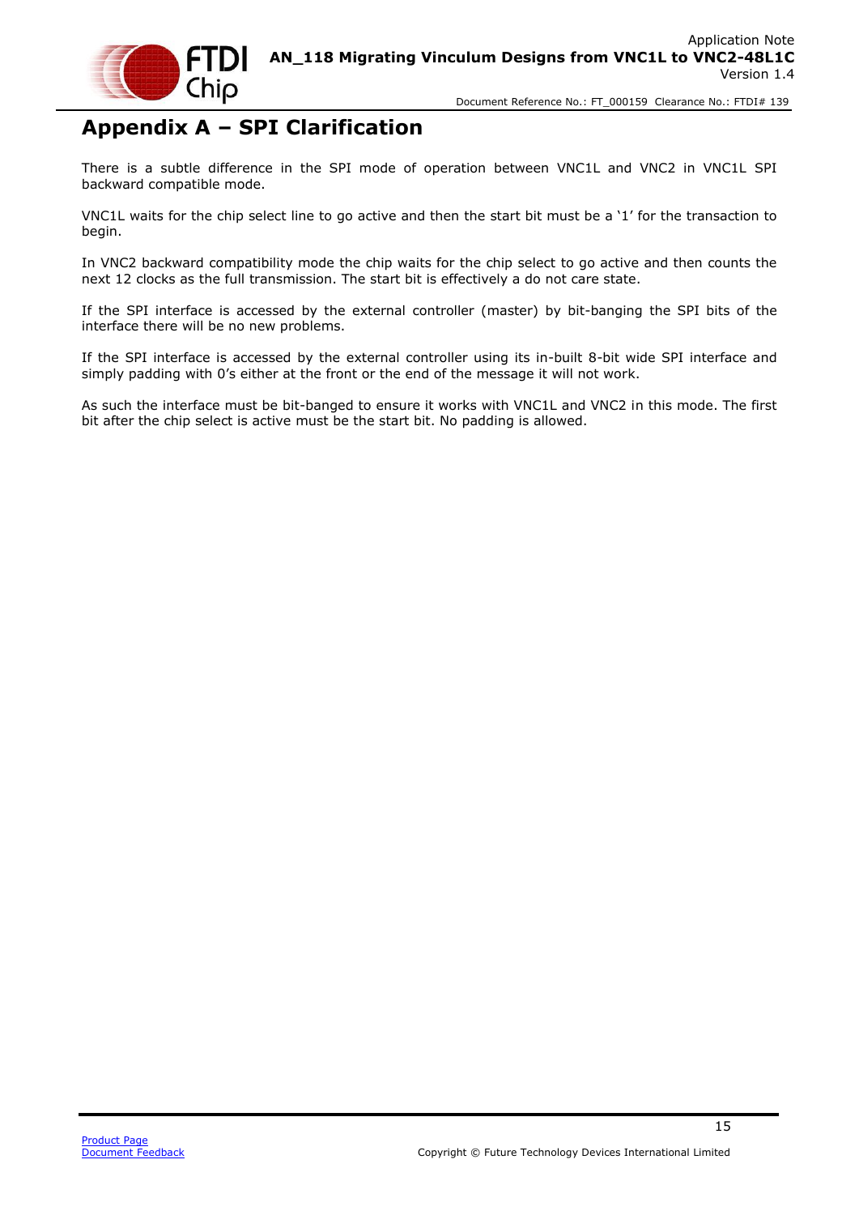# Appendix A – SPI Clarification

There is a subtle difference in the SPI mode of operation between VNC1L and VNC2 in VNC1L SPI backward compatible mode.

VNC1L waits for the chip select line to go active and then the start bit must be a '1' for the transaction to begin.

In VNC2 backward compatibility mode the chip waits for the chip select to go active and then counts the next 12 clocks as the full transmission. The start bit is effectively a do not care state.

If the SPI interface is accessed by the external controller (master) by bit-banging the SPI bits of the interface there will be no new problems.

If the SPI interface is accessed by the external controller using its in-built 8-bit wide SPI interface and simply padding with 0's either at the front or the end of the message it will not work.

As such the interface must be bit-banged to ensure it works with VNC1L and VNC2 in this mode. The first bit after the chip select is active must be the start bit. No padding is allowed.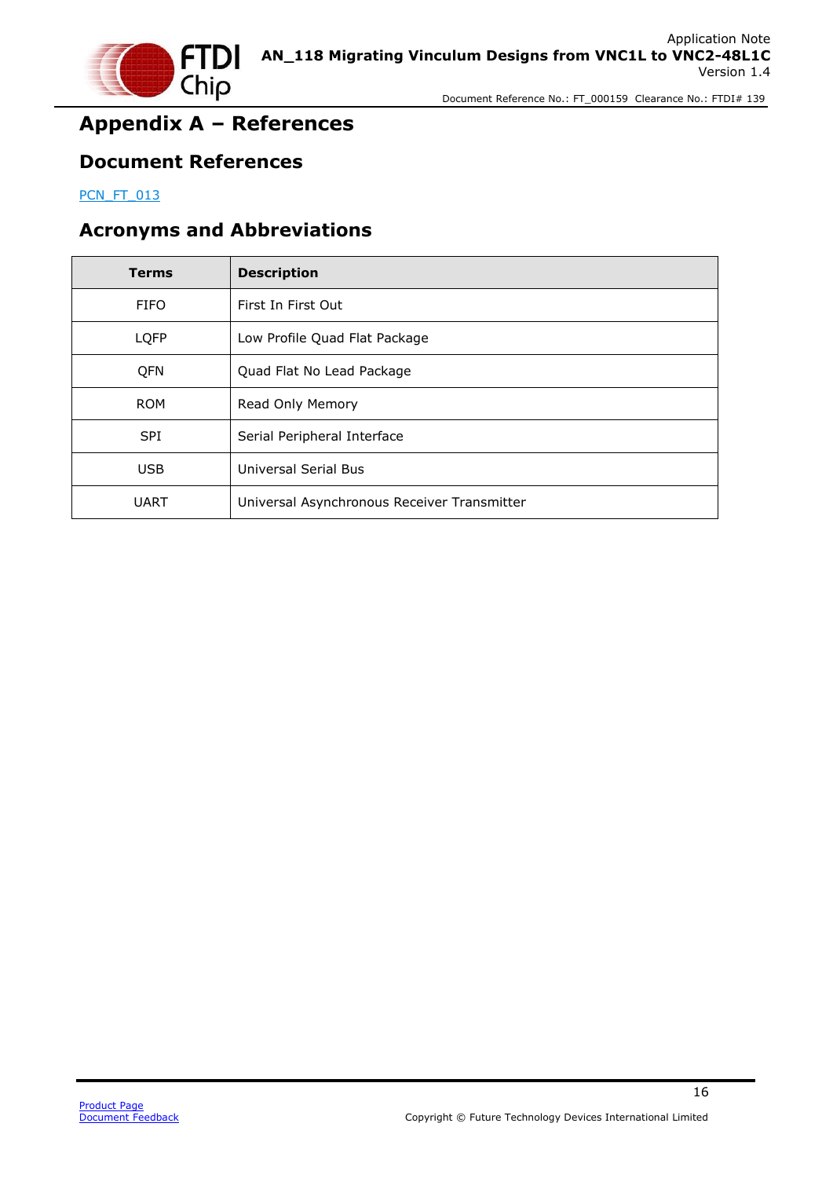# Appendix A – References

## Document References

PCN_FT_013

## Acronyms and Abbreviations

| Terms | Description |
|---|---|
| FIFO | First In First Out |
| LQFP | Low Profile Quad Flat Package |
| QFN | Quad Flat No Lead Package |
| ROM | Read Only Memory |
| SPI | Serial Peripheral Interface |
| USB | Universal Serial Bus |
| UART | Universal Asynchronous Receiver Transmitter |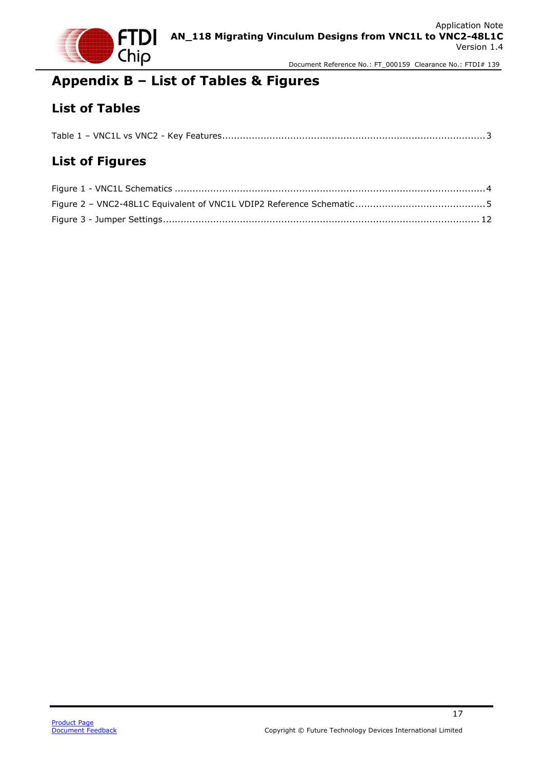# Appendix B – List of Tables & Figures

## List of Tables

Table 1 – VNC1L vs VNC2 - Key Features........................................................................................3

## List of Figures

Figure 1 - VNC1L Schematics .......................................................................................................4

Figure 2 – VNC2-48L1C Equivalent of VNC1L VDIP2 Reference Schematic...........................................5

Figure 3 - Jumper Settings.......................................................................................................... 12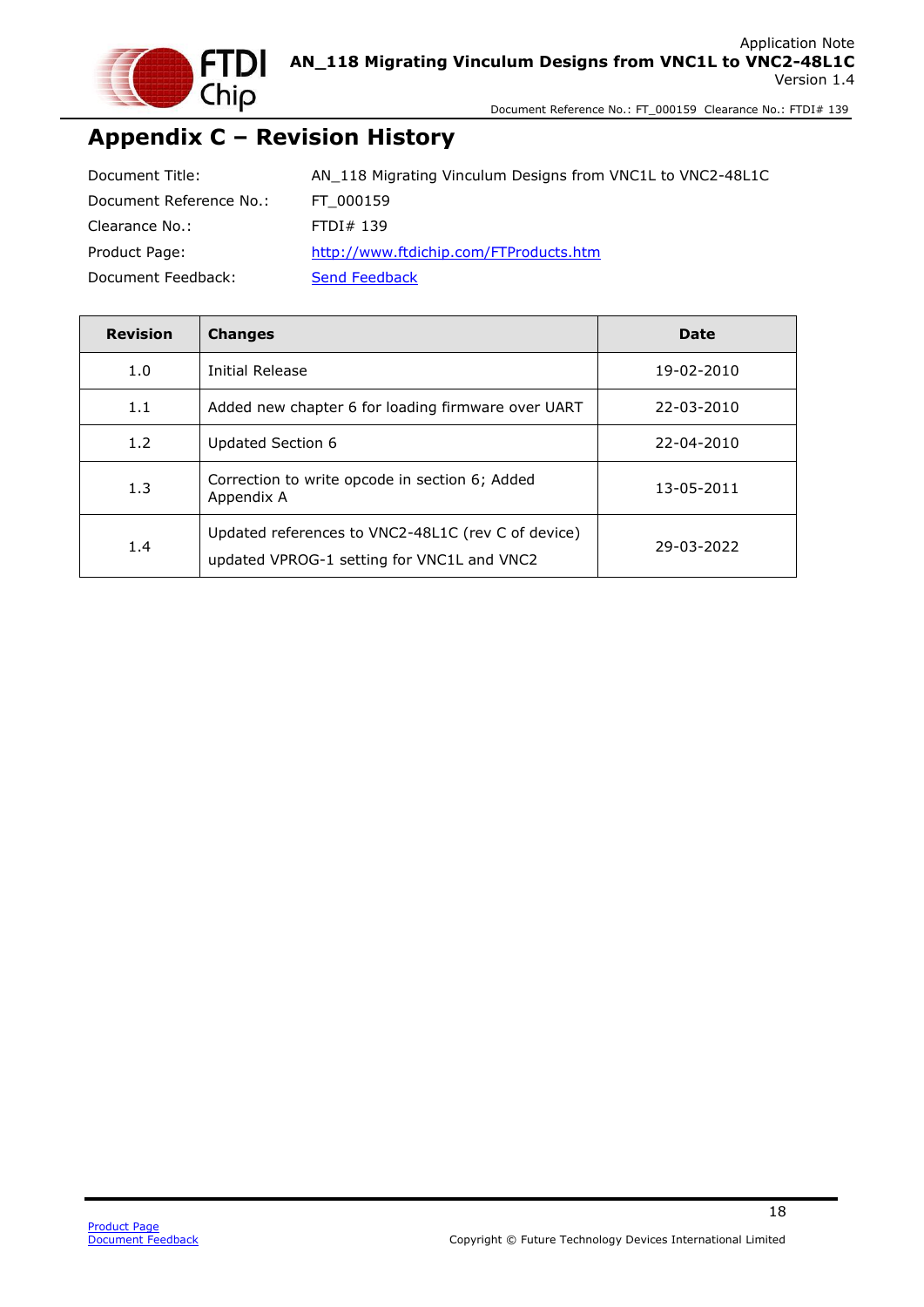# Appendix C – Revision History

| | |
|---|---|
| Document Title: | AN_118 Migrating Vinculum Designs from VNC1L to VNC2-48L1C |
| Document Reference No.: | FT_000159 |
| Clearance No.: | FTDI# 139 |
| Product Page: | http://www.ftdichip.com/FTProducts.htm |
| Document Feedback: | Send Feedback |

| Revision | Changes | Date |
|---|---|---|
| 1.0 | Initial Release | 19-02-2010 |
| 1.1 | Added new chapter 6 for loading firmware over UART | 22-03-2010 |
| 1.2 | Updated Section 6 | 22-04-2010 |
| 1.3 | Correction to write opcode in section 6; Added Appendix A | 13-05-2011 |
| 1.4 | Updated references to VNC2-48L1C (rev C of device) updated VPROG-1 setting for VNC1L and VNC2 | 29-03-2022 |